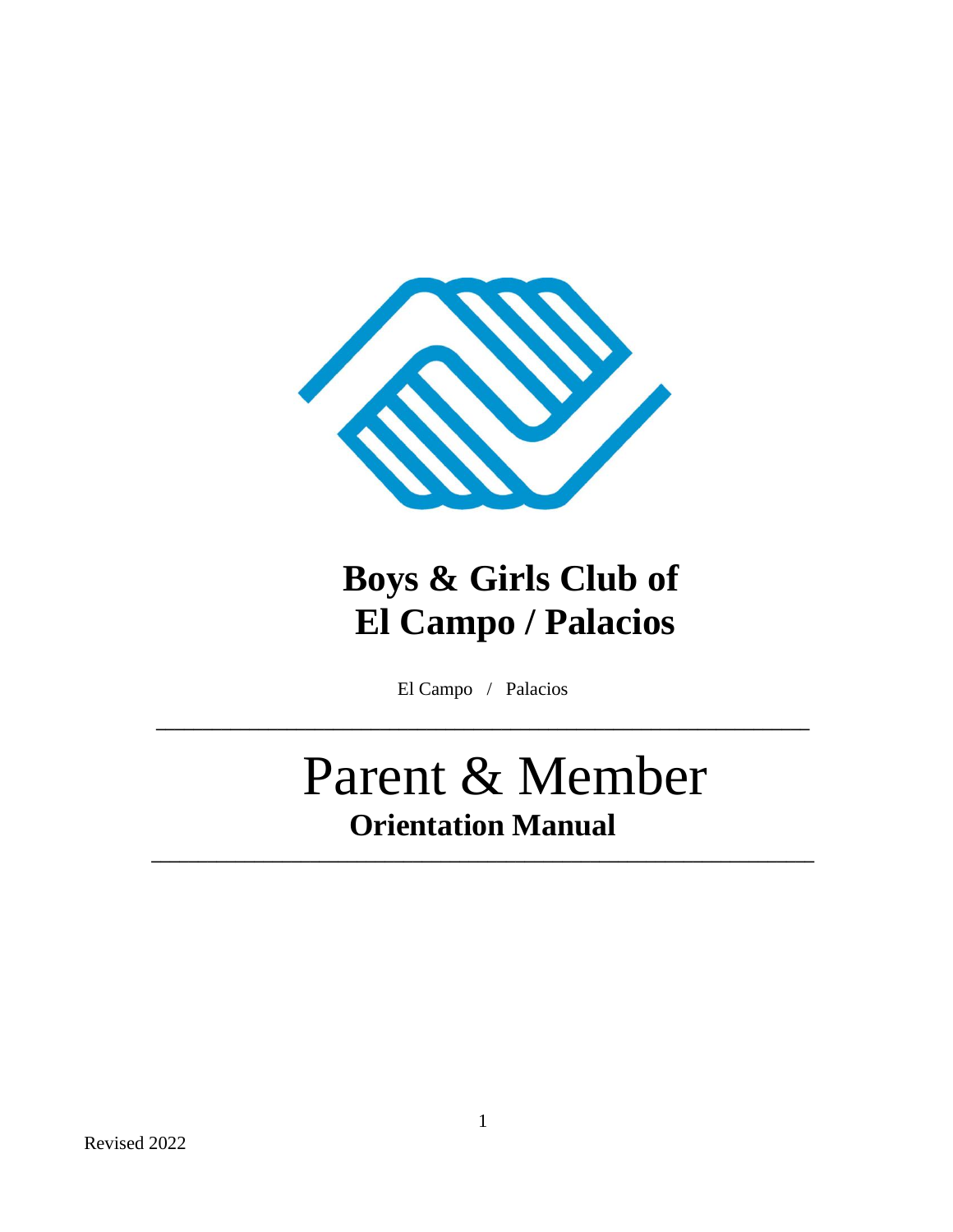# Boys & Girls Club of El Campo / Palacios

El Campo / Palacios

---

# Parent & Member

## Orientation Manual

---

Revised 2022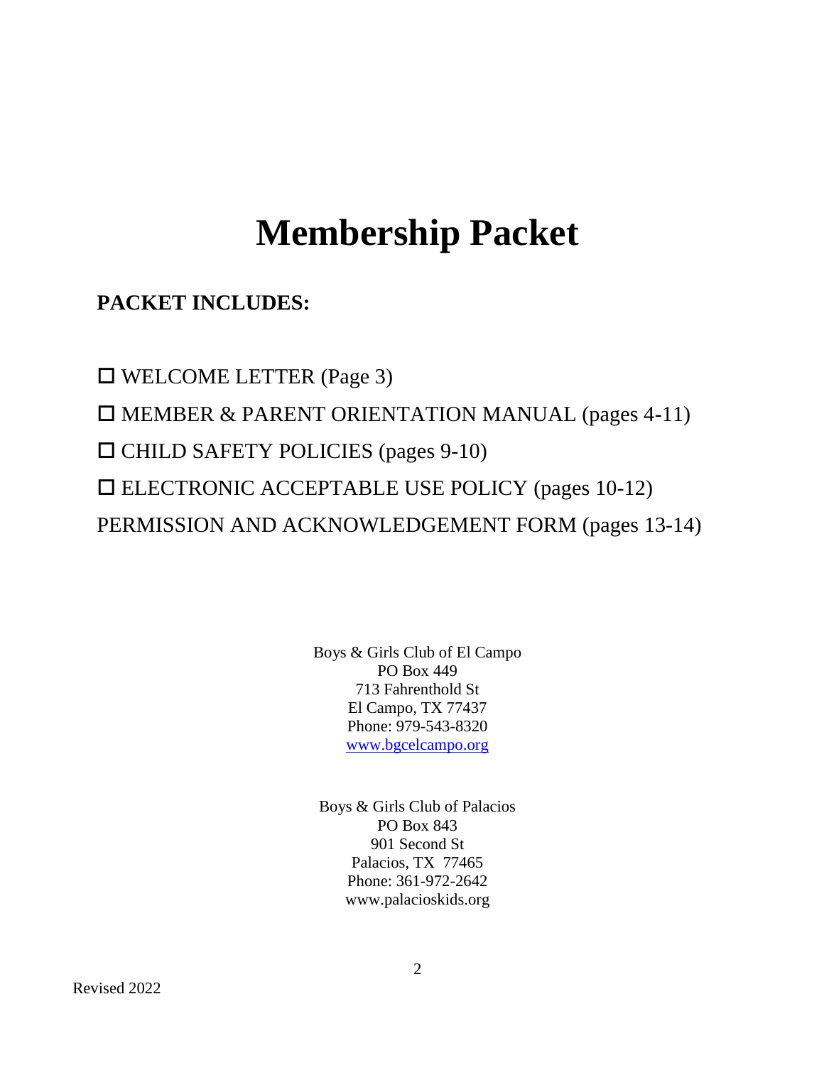# Membership Packet

**PACKET INCLUDES:**

☐ WELCOME LETTER (Page 3)

☐ MEMBER & PARENT ORIENTATION MANUAL (pages 4-11)

☐ CHILD SAFETY POLICIES (pages 9-10)

☐ ELECTRONIC ACCEPTABLE USE POLICY (pages 10-12)

PERMISSION AND ACKNOWLEDGEMENT FORM (pages 13-14)

Boys & Girls Club of El Campo
PO Box 449
713 Fahrenthold St
El Campo, TX 77437
Phone: 979-543-8320
www.bgcelcampo.org

Boys & Girls Club of Palacios
PO Box 843
901 Second St
Palacios, TX 77465
Phone: 361-972-2642
www.palacioskids.org

Revised 2022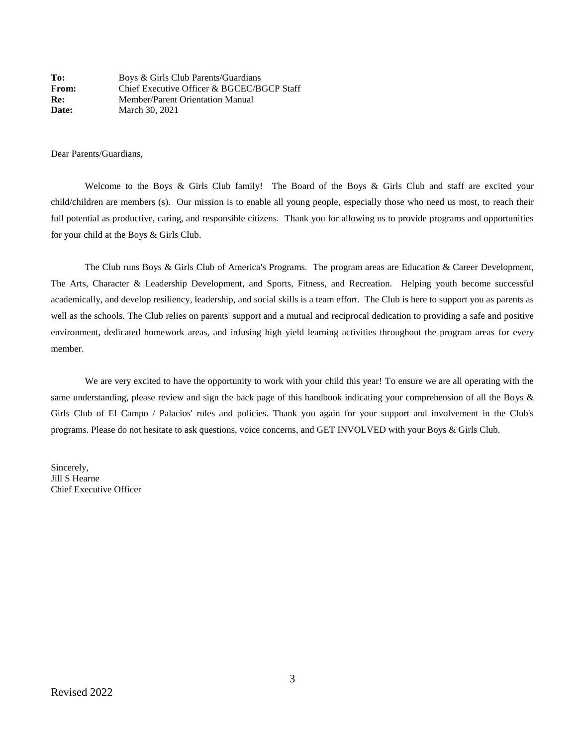**To:** Boys & Girls Club Parents/Guardians
**From:** Chief Executive Officer & BGCEC/BGCP Staff
**Re:** Member/Parent Orientation Manual
**Date:** March 30, 2021

Dear Parents/Guardians,

Welcome to the Boys & Girls Club family! The Board of the Boys & Girls Club and staff are excited your child/children are members (s). Our mission is to enable all young people, especially those who need us most, to reach their full potential as productive, caring, and responsible citizens. Thank you for allowing us to provide programs and opportunities for your child at the Boys & Girls Club.

The Club runs Boys & Girls Club of America's Programs. The program areas are Education & Career Development, The Arts, Character & Leadership Development, and Sports, Fitness, and Recreation. Helping youth become successful academically, and develop resiliency, leadership, and social skills is a team effort. The Club is here to support you as parents as well as the schools. The Club relies on parents' support and a mutual and reciprocal dedication to providing a safe and positive environment, dedicated homework areas, and infusing high yield learning activities throughout the program areas for every member.

We are very excited to have the opportunity to work with your child this year! To ensure we are all operating with the same understanding, please review and sign the back page of this handbook indicating your comprehension of all the Boys & Girls Club of El Campo / Palacios' rules and policies. Thank you again for your support and involvement in the Club's programs. Please do not hesitate to ask questions, voice concerns, and GET INVOLVED with your Boys & Girls Club.

Sincerely,
Jill S Hearne
Chief Executive Officer

Revised 2022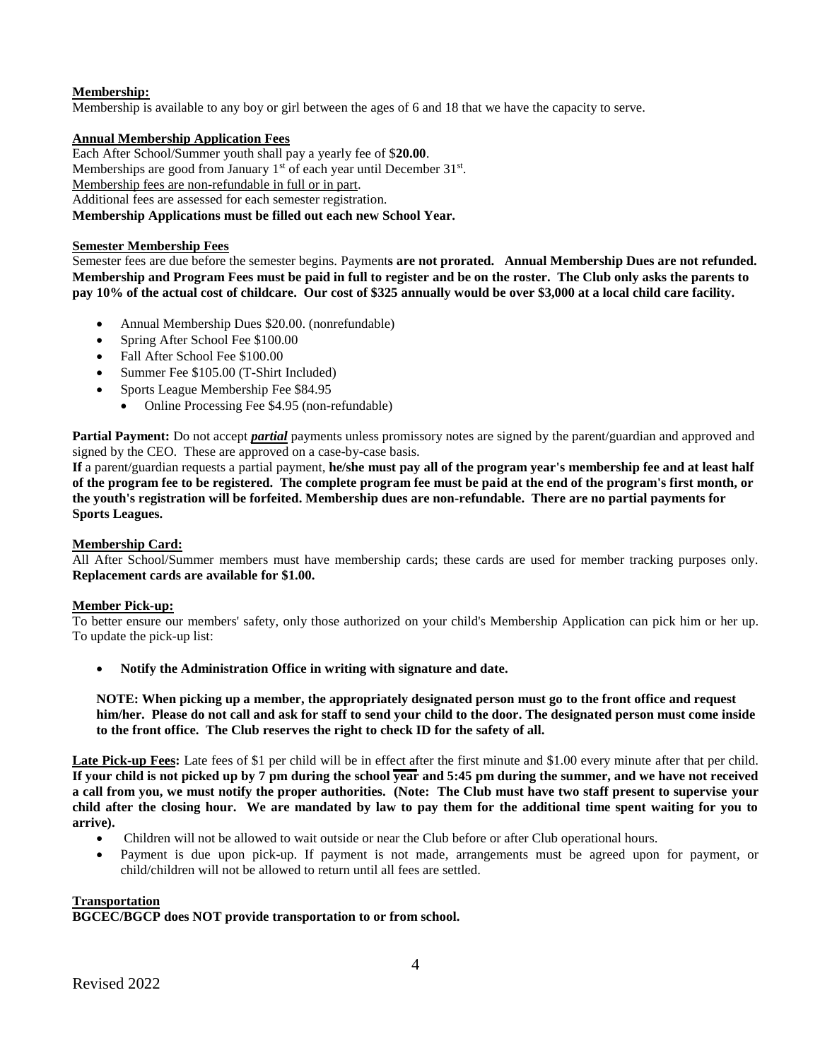**Membership:**

Membership is available to any boy or girl between the ages of 6 and 18 that we have the capacity to serve.

**Annual Membership Application Fees**

Each After School/Summer youth shall pay a yearly fee of $**20.00**.
Memberships are good from January 1st of each year until December 31st.
Membership fees are non-refundable in full or in part.
Additional fees are assessed for each semester registration.
**Membership Applications must be filled out each new School Year.**

**Semester Membership Fees**

Semester fees are due before the semester begins. Payment**s are not prorated. Annual Membership Dues are not refunded. Membership and Program Fees must be paid in full to register and be on the roster. The Club only asks the parents to pay 10% of the actual cost of childcare. Our cost of $325 annually would be over $3,000 at a local child care facility.**

- Annual Membership Dues $20.00. (nonrefundable)
- Spring After School Fee $100.00
- Fall After School Fee $100.00
- Summer Fee $105.00 (T-Shirt Included)
- Sports League Membership Fee $84.95
  - Online Processing Fee $4.95 (non-refundable)

**Partial Payment:** Do not accept ***partial*** payments unless promissory notes are signed by the parent/guardian and approved and signed by the CEO. These are approved on a case-by-case basis.
**If** a parent/guardian requests a partial payment, **he/she must pay all of the program year's membership fee and at least half of the program fee to be registered. The complete program fee must be paid at the end of the program's first month, or the youth's registration will be forfeited. Membership dues are non-refundable. There are no partial payments for Sports Leagues.**

**Membership Card:**

All After School/Summer members must have membership cards; these cards are used for member tracking purposes only. **Replacement cards are available for $1.00.**

**Member Pick-up:**

To better ensure our members' safety, only those authorized on your child's Membership Application can pick him or her up. To update the pick-up list:

- **Notify the Administration Office in writing with signature and date.**

**NOTE: When picking up a member, the appropriately designated person must go to the front office and request him/her. Please do not call and ask for staff to send your child to the door. The designated person must come inside to the front office. The Club reserves the right to check ID for the safety of all.**

**Late Pick-up Fees:** Late fees of $1 per child will be in effect after the first minute and $1.00 every minute after that per child. **If your child is not picked up by 7 pm during the school year and 5:45 pm during the summer, and we have not received a call from you, we must notify the proper authorities. (Note: The Club must have two staff present to supervise your child after the closing hour. We are mandated by law to pay them for the additional time spent waiting for you to arrive).**

- Children will not be allowed to wait outside or near the Club before or after Club operational hours.
- Payment is due upon pick-up. If payment is not made, arrangements must be agreed upon for payment, or child/children will not be allowed to return until all fees are settled.

**Transportation**

**BGCEC/BGCP does NOT provide transportation to or from school.**

Revised 2022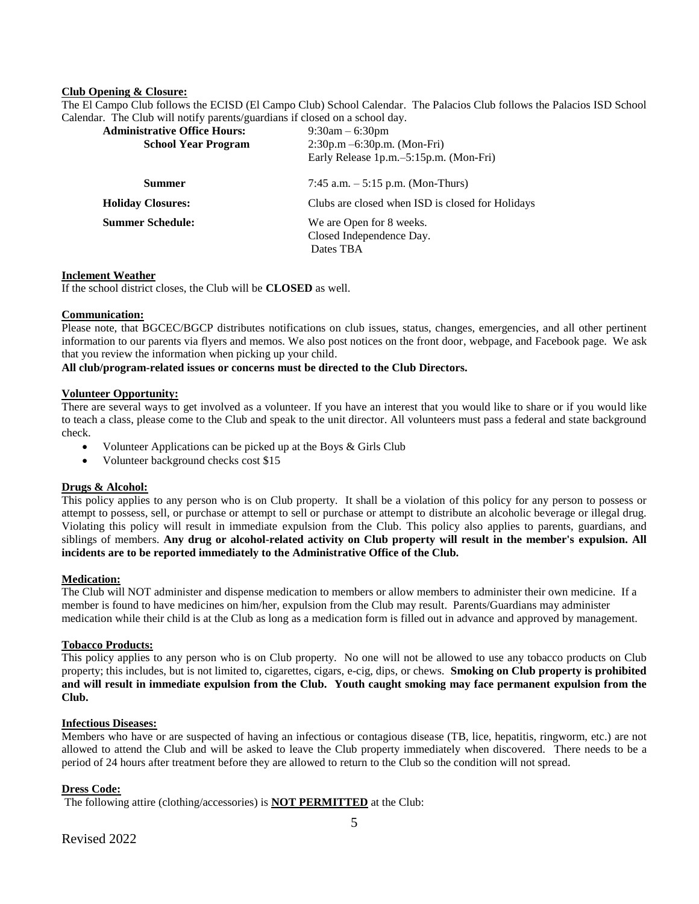**Club Opening & Closure:**

The El Campo Club follows the ECISD (El Campo Club) School Calendar. The Palacios Club follows the Palacios ISD School Calendar. The Club will notify parents/guardians if closed on a school day.

| | |
|---|---|
| **Administrative Office Hours:** | 9:30am – 6:30pm |
| **School Year Program** | 2:30p.m –6:30p.m. (Mon-Fri)<br>Early Release 1p.m.–5:15p.m. (Mon-Fri) |
| **Summer** | 7:45 a.m. – 5:15 p.m. (Mon-Thurs) |
| **Holiday Closures:** | Clubs are closed when ISD is closed for Holidays |
| **Summer Schedule:** | We are Open for 8 weeks.<br>Closed Independence Day.<br>Dates TBA |

**Inclement Weather**

If the school district closes, the Club will be **CLOSED** as well.

**Communication:**

Please note, that BGCEC/BGCP distributes notifications on club issues, status, changes, emergencies, and all other pertinent information to our parents via flyers and memos. We also post notices on the front door, webpage, and Facebook page. We ask that you review the information when picking up your child.

**All club/program-related issues or concerns must be directed to the Club Directors.**

**Volunteer Opportunity:**

There are several ways to get involved as a volunteer. If you have an interest that you would like to share or if you would like to teach a class, please come to the Club and speak to the unit director. All volunteers must pass a federal and state background check.

- Volunteer Applications can be picked up at the Boys & Girls Club
- Volunteer background checks cost $15

**Drugs & Alcohol:**

This policy applies to any person who is on Club property. It shall be a violation of this policy for any person to possess or attempt to possess, sell, or purchase or attempt to sell or purchase or attempt to distribute an alcoholic beverage or illegal drug. Violating this policy will result in immediate expulsion from the Club. This policy also applies to parents, guardians, and siblings of members. **Any drug or alcohol-related activity on Club property will result in the member's expulsion. All incidents are to be reported immediately to the Administrative Office of the Club.**

**Medication:**

The Club will NOT administer and dispense medication to members or allow members to administer their own medicine. If a member is found to have medicines on him/her, expulsion from the Club may result. Parents/Guardians may administer medication while their child is at the Club as long as a medication form is filled out in advance and approved by management.

**Tobacco Products:**

This policy applies to any person who is on Club property. No one will not be allowed to use any tobacco products on Club property; this includes, but is not limited to, cigarettes, cigars, e-cig, dips, or chews. **Smoking on Club property is prohibited and will result in immediate expulsion from the Club. Youth caught smoking may face permanent expulsion from the Club.**

**Infectious Diseases:**

Members who have or are suspected of having an infectious or contagious disease (TB, lice, hepatitis, ringworm, etc.) are not allowed to attend the Club and will be asked to leave the Club property immediately when discovered. There needs to be a period of 24 hours after treatment before they are allowed to return to the Club so the condition will not spread.

**Dress Code:**

The following attire (clothing/accessories) is **NOT PERMITTED** at the Club: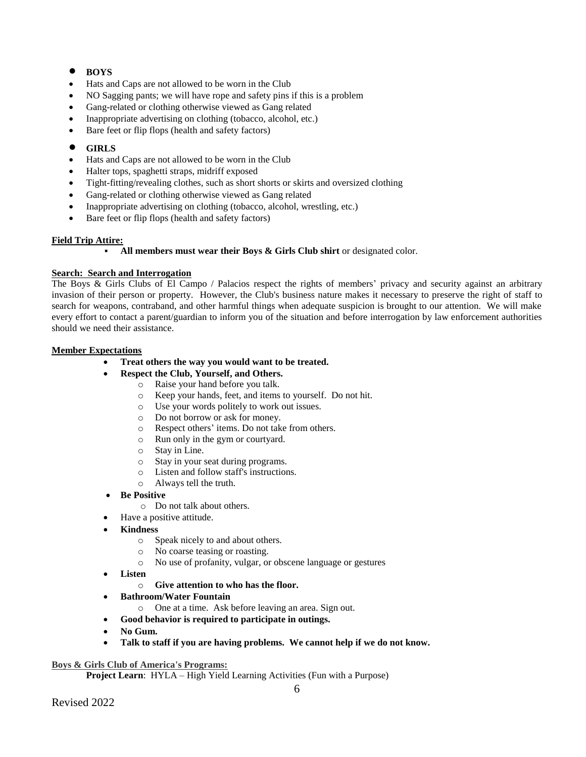- **BOYS**
- Hats and Caps are not allowed to be worn in the Club
- NO Sagging pants; we will have rope and safety pins if this is a problem
- Gang-related or clothing otherwise viewed as Gang related
- Inappropriate advertising on clothing (tobacco, alcohol, etc.)
- Bare feet or flip flops (health and safety factors)

- **GIRLS**
- Hats and Caps are not allowed to be worn in the Club
- Halter tops, spaghetti straps, midriff exposed
- Tight-fitting/revealing clothes, such as short shorts or skirts and oversized clothing
- Gang-related or clothing otherwise viewed as Gang related
- Inappropriate advertising on clothing (tobacco, alcohol, wrestling, etc.)
- Bare feet or flip flops (health and safety factors)

**Field Trip Attire:**

- **All members must wear their Boys & Girls Club shirt** or designated color.

**Search: Search and Interrogation**

The Boys & Girls Clubs of El Campo / Palacios respect the rights of members' privacy and security against an arbitrary invasion of their person or property. However, the Club's business nature makes it necessary to preserve the right of staff to search for weapons, contraband, and other harmful things when adequate suspicion is brought to our attention. We will make every effort to contact a parent/guardian to inform you of the situation and before interrogation by law enforcement authorities should we need their assistance.

**Member Expectations**

- **Treat others the way you would want to be treated.**
- **Respect the Club, Yourself, and Others.**
  - Raise your hand before you talk.
  - Keep your hands, feet, and items to yourself. Do not hit.
  - Use your words politely to work out issues.
  - Do not borrow or ask for money.
  - Respect others' items. Do not take from others.
  - Run only in the gym or courtyard.
  - Stay in Line.
  - Stay in your seat during programs.
  - Listen and follow staff's instructions.
  - Always tell the truth.
- **Be Positive**
  - Do not talk about others.
- Have a positive attitude.
- **Kindness**
  - Speak nicely to and about others.
  - No coarse teasing or roasting.
  - No use of profanity, vulgar, or obscene language or gestures
- **Listen**
  - **Give attention to who has the floor.**
- **Bathroom/Water Fountain**
  - One at a time. Ask before leaving an area. Sign out.
- **Good behavior is required to participate in outings.**
- **No Gum.**
- **Talk to staff if you are having problems. We cannot help if we do not know.**

**Boys & Girls Club of America's Programs:**

**Project Learn**: HYLA – High Yield Learning Activities (Fun with a Purpose)

Revised 2022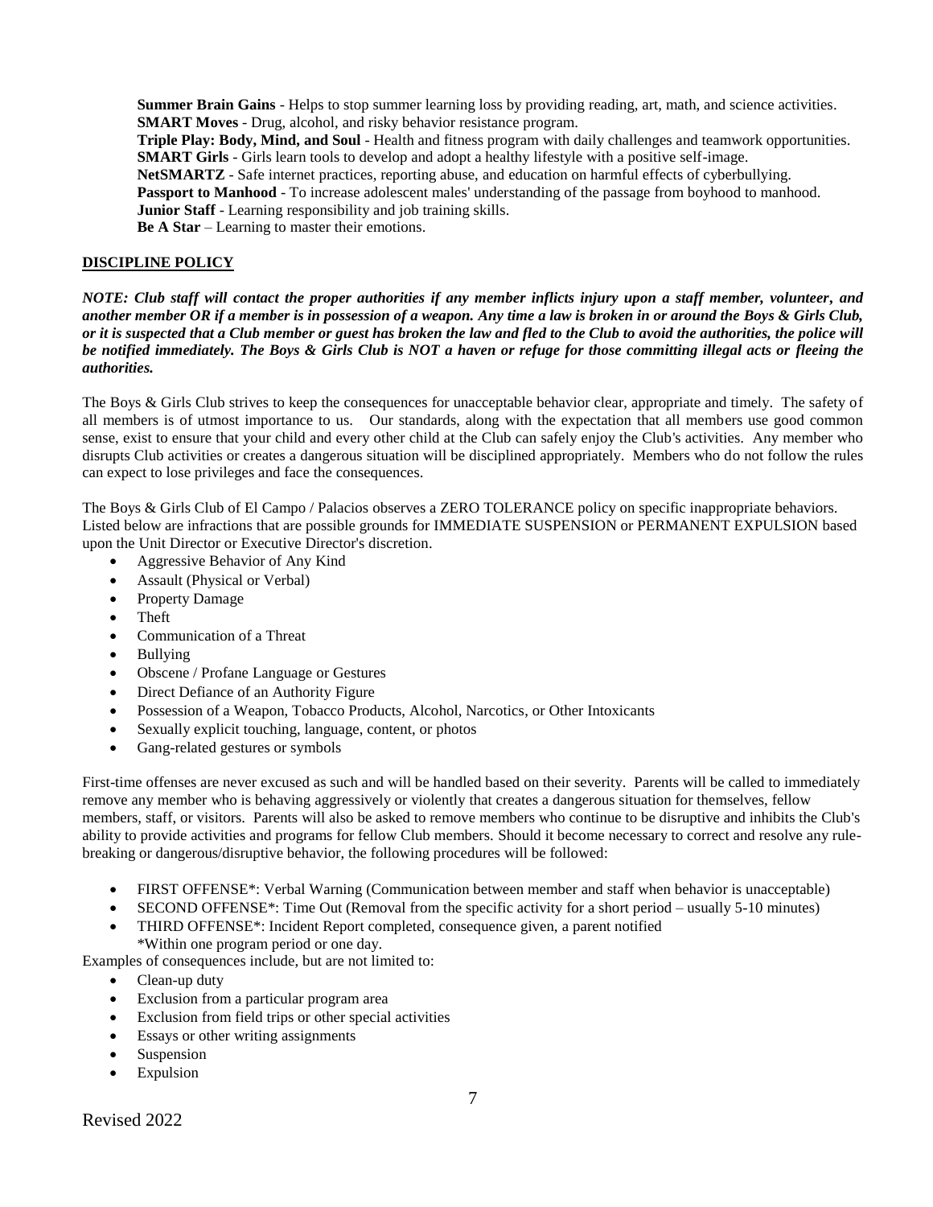**Summer Brain Gains** - Helps to stop summer learning loss by providing reading, art, math, and science activities.
**SMART Moves** - Drug, alcohol, and risky behavior resistance program.
**Triple Play: Body, Mind, and Soul** - Health and fitness program with daily challenges and teamwork opportunities.
**SMART Girls** - Girls learn tools to develop and adopt a healthy lifestyle with a positive self-image.
**NetSMARTZ** - Safe internet practices, reporting abuse, and education on harmful effects of cyberbullying.
**Passport to Manhood** - To increase adolescent males' understanding of the passage from boyhood to manhood.
**Junior Staff** - Learning responsibility and job training skills.
**Be A Star** – Learning to master their emotions.

## DISCIPLINE POLICY

***NOTE: Club staff will contact the proper authorities if any member inflicts injury upon a staff member, volunteer, and another member OR if a member is in possession of a weapon. Any time a law is broken in or around the Boys & Girls Club, or it is suspected that a Club member or guest has broken the law and fled to the Club to avoid the authorities, the police will be notified immediately. The Boys & Girls Club is NOT a haven or refuge for those committing illegal acts or fleeing the authorities.***

The Boys & Girls Club strives to keep the consequences for unacceptable behavior clear, appropriate and timely. The safety of all members is of utmost importance to us. Our standards, along with the expectation that all members use good common sense, exist to ensure that your child and every other child at the Club can safely enjoy the Club's activities. Any member who disrupts Club activities or creates a dangerous situation will be disciplined appropriately. Members who do not follow the rules can expect to lose privileges and face the consequences.

The Boys & Girls Club of El Campo / Palacios observes a ZERO TOLERANCE policy on specific inappropriate behaviors. Listed below are infractions that are possible grounds for IMMEDIATE SUSPENSION or PERMANENT EXPULSION based upon the Unit Director or Executive Director's discretion.

- Aggressive Behavior of Any Kind
- Assault (Physical or Verbal)
- Property Damage
- Theft
- Communication of a Threat
- Bullying
- Obscene / Profane Language or Gestures
- Direct Defiance of an Authority Figure
- Possession of a Weapon, Tobacco Products, Alcohol, Narcotics, or Other Intoxicants
- Sexually explicit touching, language, content, or photos
- Gang-related gestures or symbols

First-time offenses are never excused as such and will be handled based on their severity. Parents will be called to immediately remove any member who is behaving aggressively or violently that creates a dangerous situation for themselves, fellow members, staff, or visitors. Parents will also be asked to remove members who continue to be disruptive and inhibits the Club's ability to provide activities and programs for fellow Club members. Should it become necessary to correct and resolve any rule-breaking or dangerous/disruptive behavior, the following procedures will be followed:

- FIRST OFFENSE*: Verbal Warning (Communication between member and staff when behavior is unacceptable)
- SECOND OFFENSE*: Time Out (Removal from the specific activity for a short period – usually 5-10 minutes)
- THIRD OFFENSE*: Incident Report completed, consequence given, a parent notified
  *Within one program period or one day.

Examples of consequences include, but are not limited to:

- Clean-up duty
- Exclusion from a particular program area
- Exclusion from field trips or other special activities
- Essays or other writing assignments
- Suspension
- Expulsion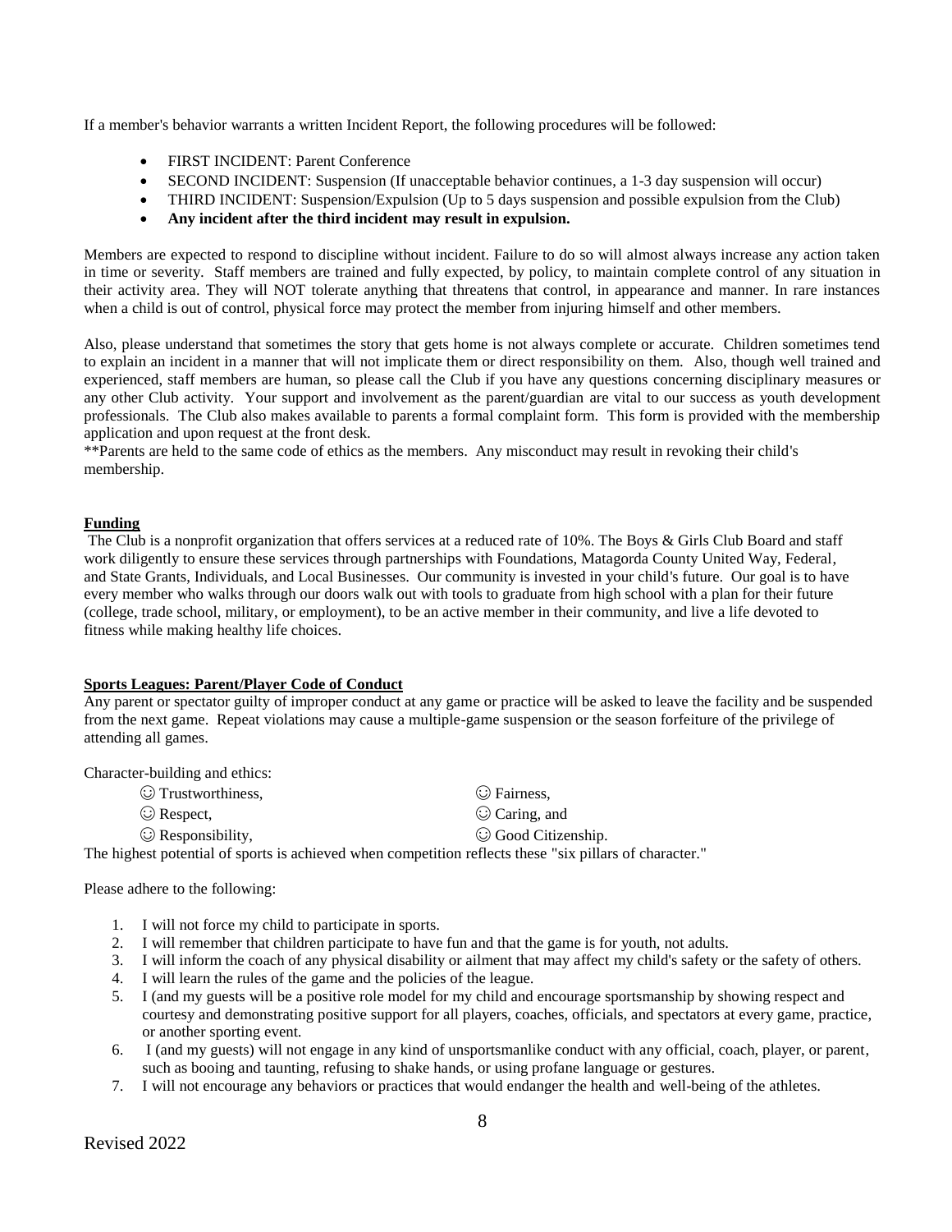If a member's behavior warrants a written Incident Report, the following procedures will be followed:

- FIRST INCIDENT: Parent Conference
- SECOND INCIDENT: Suspension (If unacceptable behavior continues, a 1-3 day suspension will occur)
- THIRD INCIDENT: Suspension/Expulsion (Up to 5 days suspension and possible expulsion from the Club)
- **Any incident after the third incident may result in expulsion.**

Members are expected to respond to discipline without incident. Failure to do so will almost always increase any action taken in time or severity. Staff members are trained and fully expected, by policy, to maintain complete control of any situation in their activity area. They will NOT tolerate anything that threatens that control, in appearance and manner. In rare instances when a child is out of control, physical force may protect the member from injuring himself and other members.

Also, please understand that sometimes the story that gets home is not always complete or accurate. Children sometimes tend to explain an incident in a manner that will not implicate them or direct responsibility on them. Also, though well trained and experienced, staff members are human, so please call the Club if you have any questions concerning disciplinary measures or any other Club activity. Your support and involvement as the parent/guardian are vital to our success as youth development professionals. The Club also makes available to parents a formal complaint form. This form is provided with the membership application and upon request at the front desk.

**Parents are held to the same code of ethics as the members. Any misconduct may result in revoking their child's membership.

**Funding**

The Club is a nonprofit organization that offers services at a reduced rate of 10%. The Boys & Girls Club Board and staff work diligently to ensure these services through partnerships with Foundations, Matagorda County United Way, Federal, and State Grants, Individuals, and Local Businesses. Our community is invested in your child's future. Our goal is to have every member who walks through our doors walk out with tools to graduate from high school with a plan for their future (college, trade school, military, or employment), to be an active member in their community, and live a life devoted to fitness while making healthy life choices.

**Sports Leagues: Parent/Player Code of Conduct**

Any parent or spectator guilty of improper conduct at any game or practice will be asked to leave the facility and be suspended from the next game. Repeat violations may cause a multiple-game suspension or the season forfeiture of the privilege of attending all games.

Character-building and ethics:

☺ Trustworthiness,
☺ Respect,
☺ Responsibility,
☺ Fairness,
☺ Caring, and
☺ Good Citizenship.

The highest potential of sports is achieved when competition reflects these "six pillars of character."

Please adhere to the following:

1. I will not force my child to participate in sports.
2. I will remember that children participate to have fun and that the game is for youth, not adults.
3. I will inform the coach of any physical disability or ailment that may affect my child's safety or the safety of others.
4. I will learn the rules of the game and the policies of the league.
5. I (and my guests will be a positive role model for my child and encourage sportsmanship by showing respect and courtesy and demonstrating positive support for all players, coaches, officials, and spectators at every game, practice, or another sporting event.
6. I (and my guests) will not engage in any kind of unsportsmanlike conduct with any official, coach, player, or parent, such as booing and taunting, refusing to shake hands, or using profane language or gestures.
7. I will not encourage any behaviors or practices that would endanger the health and well-being of the athletes.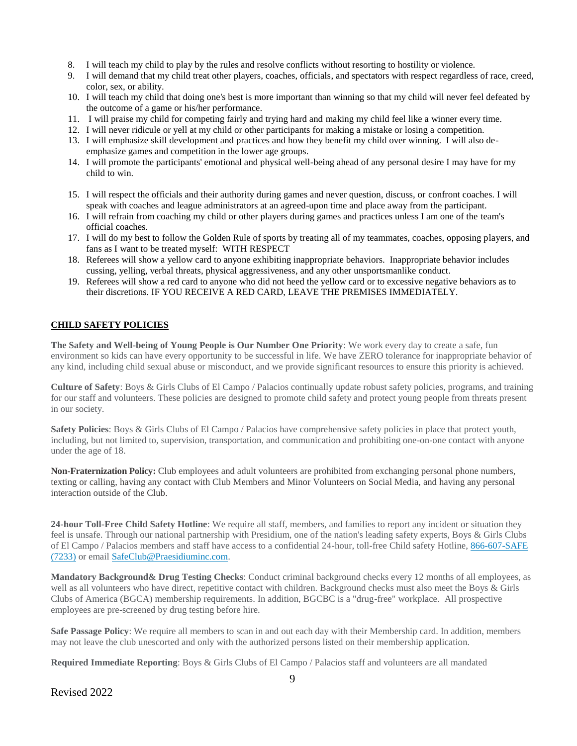8. I will teach my child to play by the rules and resolve conflicts without resorting to hostility or violence.
9. I will demand that my child treat other players, coaches, officials, and spectators with respect regardless of race, creed, color, sex, or ability.
10. I will teach my child that doing one's best is more important than winning so that my child will never feel defeated by the outcome of a game or his/her performance.
11. I will praise my child for competing fairly and trying hard and making my child feel like a winner every time.
12. I will never ridicule or yell at my child or other participants for making a mistake or losing a competition.
13. I will emphasize skill development and practices and how they benefit my child over winning. I will also de-emphasize games and competition in the lower age groups.
14. I will promote the participants' emotional and physical well-being ahead of any personal desire I may have for my child to win.
15. I will respect the officials and their authority during games and never question, discuss, or confront coaches. I will speak with coaches and league administrators at an agreed-upon time and place away from the participant.
16. I will refrain from coaching my child or other players during games and practices unless I am one of the team's official coaches.
17. I will do my best to follow the Golden Rule of sports by treating all of my teammates, coaches, opposing players, and fans as I want to be treated myself: WITH RESPECT
18. Referees will show a yellow card to anyone exhibiting inappropriate behaviors. Inappropriate behavior includes cussing, yelling, verbal threats, physical aggressiveness, and any other unsportsmanlike conduct.
19. Referees will show a red card to anyone who did not heed the yellow card or to excessive negative behaviors as to their discretions. IF YOU RECEIVE A RED CARD, LEAVE THE PREMISES IMMEDIATELY.

## CHILD SAFETY POLICIES

**The Safety and Well-being of Young People is Our Number One Priority**: We work every day to create a safe, fun environment so kids can have every opportunity to be successful in life. We have ZERO tolerance for inappropriate behavior of any kind, including child sexual abuse or misconduct, and we provide significant resources to ensure this priority is achieved.

**Culture of Safety**: Boys & Girls Clubs of El Campo / Palacios continually update robust safety policies, programs, and training for our staff and volunteers. These policies are designed to promote child safety and protect young people from threats present in our society.

**Safety Policies**: Boys & Girls Clubs of El Campo / Palacios have comprehensive safety policies in place that protect youth, including, but not limited to, supervision, transportation, and communication and prohibiting one-on-one contact with anyone under the age of 18.

**Non-Fraternization Policy:** Club employees and adult volunteers are prohibited from exchanging personal phone numbers, texting or calling, having any contact with Club Members and Minor Volunteers on Social Media, and having any personal interaction outside of the Club.

**24-hour Toll-Free Child Safety Hotline**: We require all staff, members, and families to report any incident or situation they feel is unsafe. Through our national partnership with Presidium, one of the nation's leading safety experts, Boys & Girls Clubs of El Campo / Palacios members and staff have access to a confidential 24-hour, toll-free Child safety Hotline, 866-607-SAFE (7233) or email SafeClub@Praesidiuminc.com.

**Mandatory Background& Drug Testing Checks**: Conduct criminal background checks every 12 months of all employees, as well as all volunteers who have direct, repetitive contact with children. Background checks must also meet the Boys & Girls Clubs of America (BGCA) membership requirements. In addition, BGCBC is a "drug-free" workplace. All prospective employees are pre-screened by drug testing before hire.

**Safe Passage Policy**: We require all members to scan in and out each day with their Membership card. In addition, members may not leave the club unescorted and only with the authorized persons listed on their membership application.

**Required Immediate Reporting**: Boys & Girls Clubs of El Campo / Palacios staff and volunteers are all mandated

Revised 2022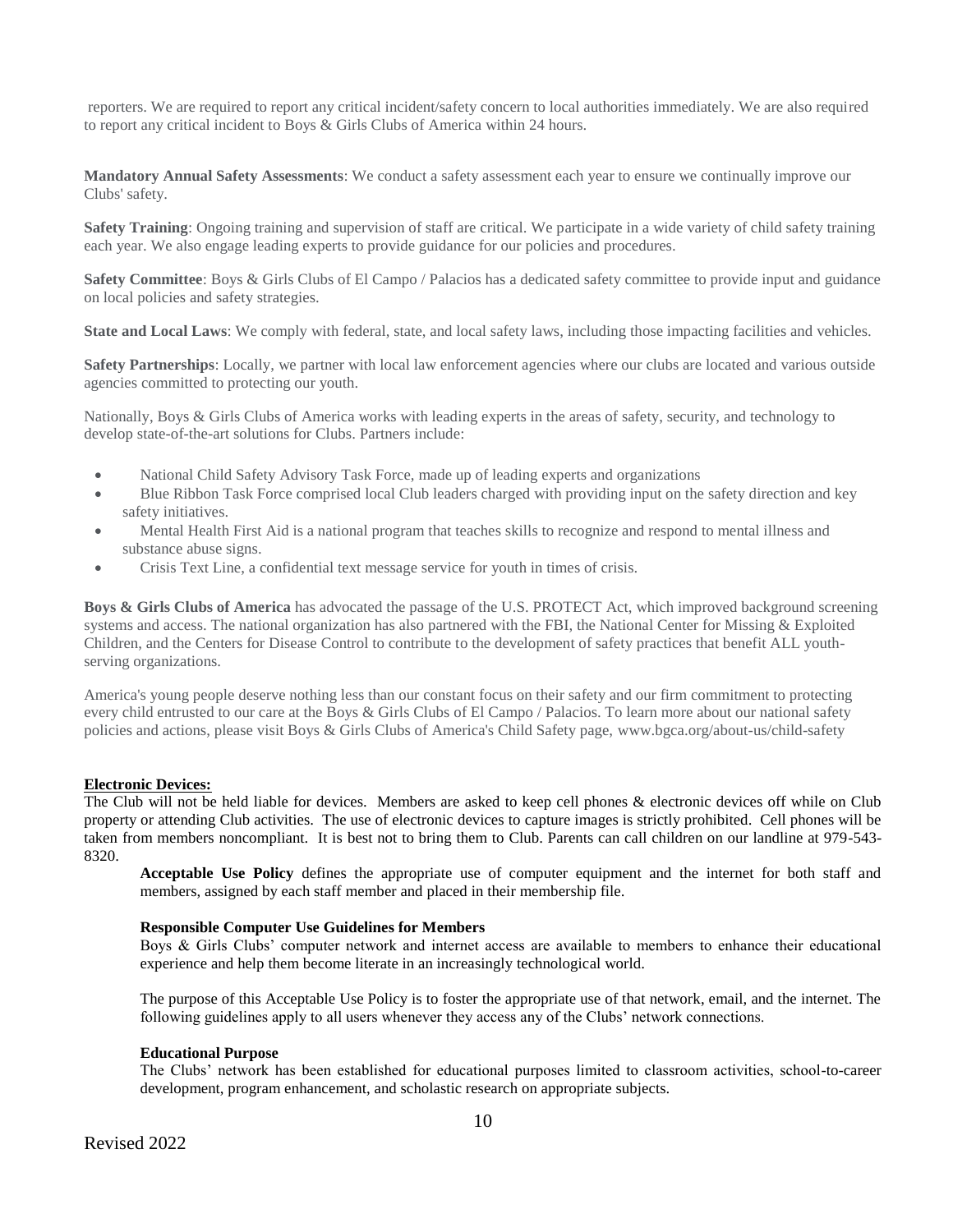reporters. We are required to report any critical incident/safety concern to local authorities immediately. We are also required to report any critical incident to Boys & Girls Clubs of America within 24 hours.

**Mandatory Annual Safety Assessments**: We conduct a safety assessment each year to ensure we continually improve our Clubs' safety.

**Safety Training**: Ongoing training and supervision of staff are critical. We participate in a wide variety of child safety training each year. We also engage leading experts to provide guidance for our policies and procedures.

**Safety Committee**: Boys & Girls Clubs of El Campo / Palacios has a dedicated safety committee to provide input and guidance on local policies and safety strategies.

**State and Local Laws**: We comply with federal, state, and local safety laws, including those impacting facilities and vehicles.

**Safety Partnerships**: Locally, we partner with local law enforcement agencies where our clubs are located and various outside agencies committed to protecting our youth.

Nationally, Boys & Girls Clubs of America works with leading experts in the areas of safety, security, and technology to develop state-of-the-art solutions for Clubs. Partners include:

- National Child Safety Advisory Task Force, made up of leading experts and organizations
- Blue Ribbon Task Force comprised local Club leaders charged with providing input on the safety direction and key safety initiatives.
- Mental Health First Aid is a national program that teaches skills to recognize and respond to mental illness and substance abuse signs.
- Crisis Text Line, a confidential text message service for youth in times of crisis.

**Boys & Girls Clubs of America** has advocated the passage of the U.S. PROTECT Act, which improved background screening systems and access. The national organization has also partnered with the FBI, the National Center for Missing & Exploited Children, and the Centers for Disease Control to contribute to the development of safety practices that benefit ALL youth-serving organizations.

America's young people deserve nothing less than our constant focus on their safety and our firm commitment to protecting every child entrusted to our care at the Boys & Girls Clubs of El Campo / Palacios. To learn more about our national safety policies and actions, please visit Boys & Girls Clubs of America's Child Safety page, www.bgca.org/about-us/child-safety

**Electronic Devices:**

The Club will not be held liable for devices. Members are asked to keep cell phones & electronic devices off while on Club property or attending Club activities. The use of electronic devices to capture images is strictly prohibited. Cell phones will be taken from members noncompliant. It is best not to bring them to Club. Parents can call children on our landline at 979-543-8320.

**Acceptable Use Policy** defines the appropriate use of computer equipment and the internet for both staff and members, assigned by each staff member and placed in their membership file.

**Responsible Computer Use Guidelines for Members**

Boys & Girls Clubs' computer network and internet access are available to members to enhance their educational experience and help them become literate in an increasingly technological world.

The purpose of this Acceptable Use Policy is to foster the appropriate use of that network, email, and the internet. The following guidelines apply to all users whenever they access any of the Clubs' network connections.

**Educational Purpose**

The Clubs' network has been established for educational purposes limited to classroom activities, school-to-career development, program enhancement, and scholastic research on appropriate subjects.

Revised 2022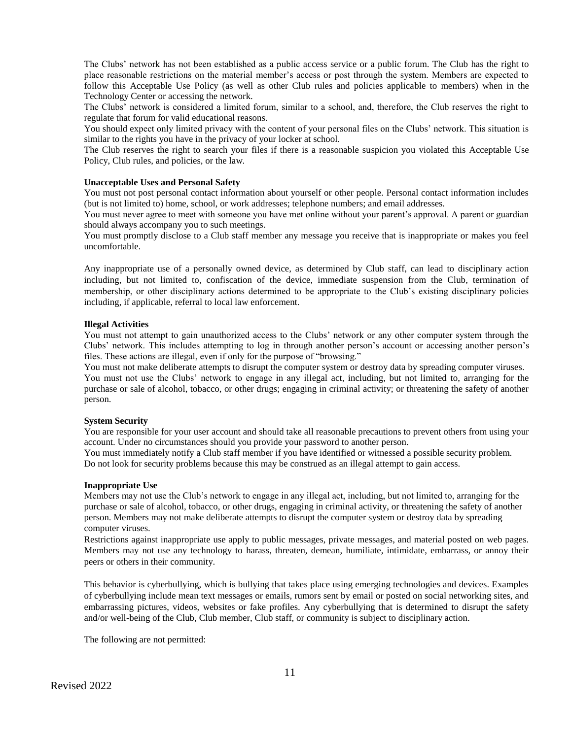The Clubs' network has not been established as a public access service or a public forum. The Club has the right to place reasonable restrictions on the material member's access or post through the system. Members are expected to follow this Acceptable Use Policy (as well as other Club rules and policies applicable to members) when in the Technology Center or accessing the network.

The Clubs' network is considered a limited forum, similar to a school, and, therefore, the Club reserves the right to regulate that forum for valid educational reasons.

You should expect only limited privacy with the content of your personal files on the Clubs' network. This situation is similar to the rights you have in the privacy of your locker at school.

The Club reserves the right to search your files if there is a reasonable suspicion you violated this Acceptable Use Policy, Club rules, and policies, or the law.

**Unacceptable Uses and Personal Safety**

You must not post personal contact information about yourself or other people. Personal contact information includes (but is not limited to) home, school, or work addresses; telephone numbers; and email addresses.

You must never agree to meet with someone you have met online without your parent's approval. A parent or guardian should always accompany you to such meetings.

You must promptly disclose to a Club staff member any message you receive that is inappropriate or makes you feel uncomfortable.

Any inappropriate use of a personally owned device, as determined by Club staff, can lead to disciplinary action including, but not limited to, confiscation of the device, immediate suspension from the Club, termination of membership, or other disciplinary actions determined to be appropriate to the Club's existing disciplinary policies including, if applicable, referral to local law enforcement.

**Illegal Activities**

You must not attempt to gain unauthorized access to the Clubs' network or any other computer system through the Clubs' network. This includes attempting to log in through another person's account or accessing another person's files. These actions are illegal, even if only for the purpose of "browsing."

You must not make deliberate attempts to disrupt the computer system or destroy data by spreading computer viruses.

You must not use the Clubs' network to engage in any illegal act, including, but not limited to, arranging for the purchase or sale of alcohol, tobacco, or other drugs; engaging in criminal activity; or threatening the safety of another person.

**System Security**

You are responsible for your user account and should take all reasonable precautions to prevent others from using your account. Under no circumstances should you provide your password to another person.

You must immediately notify a Club staff member if you have identified or witnessed a possible security problem.

Do not look for security problems because this may be construed as an illegal attempt to gain access.

**Inappropriate Use**

Members may not use the Club's network to engage in any illegal act, including, but not limited to, arranging for the purchase or sale of alcohol, tobacco, or other drugs, engaging in criminal activity, or threatening the safety of another person. Members may not make deliberate attempts to disrupt the computer system or destroy data by spreading computer viruses.

Restrictions against inappropriate use apply to public messages, private messages, and material posted on web pages. Members may not use any technology to harass, threaten, demean, humiliate, intimidate, embarrass, or annoy their peers or others in their community.

This behavior is cyberbullying, which is bullying that takes place using emerging technologies and devices. Examples of cyberbullying include mean text messages or emails, rumors sent by email or posted on social networking sites, and embarrassing pictures, videos, websites or fake profiles. Any cyberbullying that is determined to disrupt the safety and/or well-being of the Club, Club member, Club staff, or community is subject to disciplinary action.

The following are not permitted: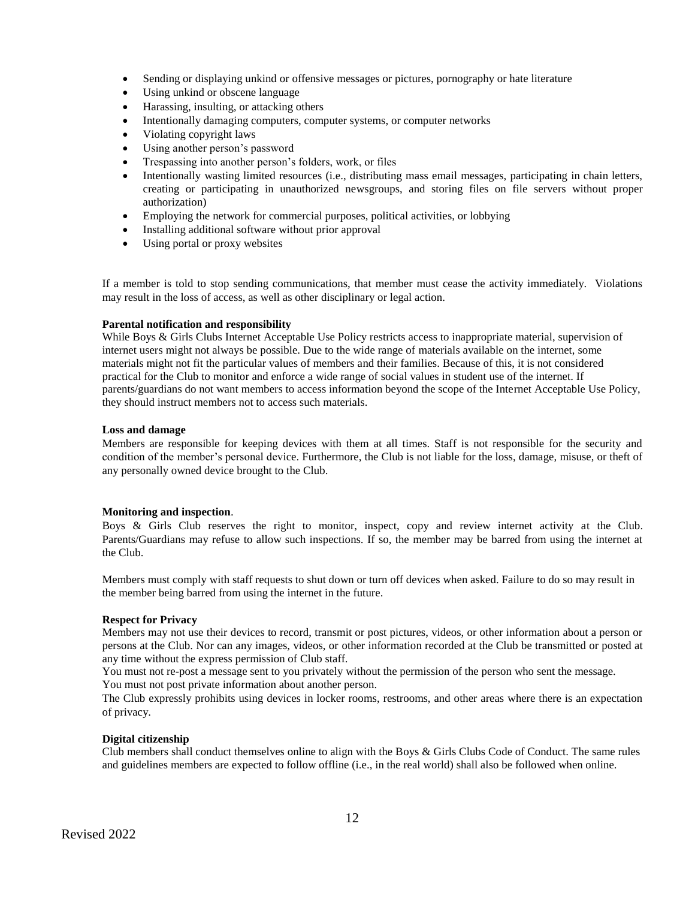- Sending or displaying unkind or offensive messages or pictures, pornography or hate literature
- Using unkind or obscene language
- Harassing, insulting, or attacking others
- Intentionally damaging computers, computer systems, or computer networks
- Violating copyright laws
- Using another person's password
- Trespassing into another person's folders, work, or files
- Intentionally wasting limited resources (i.e., distributing mass email messages, participating in chain letters, creating or participating in unauthorized newsgroups, and storing files on file servers without proper authorization)
- Employing the network for commercial purposes, political activities, or lobbying
- Installing additional software without prior approval
- Using portal or proxy websites

If a member is told to stop sending communications, that member must cease the activity immediately. Violations may result in the loss of access, as well as other disciplinary or legal action.

**Parental notification and responsibility**

While Boys & Girls Clubs Internet Acceptable Use Policy restricts access to inappropriate material, supervision of internet users might not always be possible. Due to the wide range of materials available on the internet, some materials might not fit the particular values of members and their families. Because of this, it is not considered practical for the Club to monitor and enforce a wide range of social values in student use of the internet. If parents/guardians do not want members to access information beyond the scope of the Internet Acceptable Use Policy, they should instruct members not to access such materials.

**Loss and damage**

Members are responsible for keeping devices with them at all times. Staff is not responsible for the security and condition of the member's personal device. Furthermore, the Club is not liable for the loss, damage, misuse, or theft of any personally owned device brought to the Club.

**Monitoring and inspection**.

Boys & Girls Club reserves the right to monitor, inspect, copy and review internet activity at the Club. Parents/Guardians may refuse to allow such inspections. If so, the member may be barred from using the internet at the Club.

Members must comply with staff requests to shut down or turn off devices when asked. Failure to do so may result in the member being barred from using the internet in the future.

**Respect for Privacy**

Members may not use their devices to record, transmit or post pictures, videos, or other information about a person or persons at the Club. Nor can any images, videos, or other information recorded at the Club be transmitted or posted at any time without the express permission of Club staff.

You must not re-post a message sent to you privately without the permission of the person who sent the message.

You must not post private information about another person.

The Club expressly prohibits using devices in locker rooms, restrooms, and other areas where there is an expectation of privacy.

**Digital citizenship**

Club members shall conduct themselves online to align with the Boys & Girls Clubs Code of Conduct. The same rules and guidelines members are expected to follow offline (i.e., in the real world) shall also be followed when online.

Revised 2022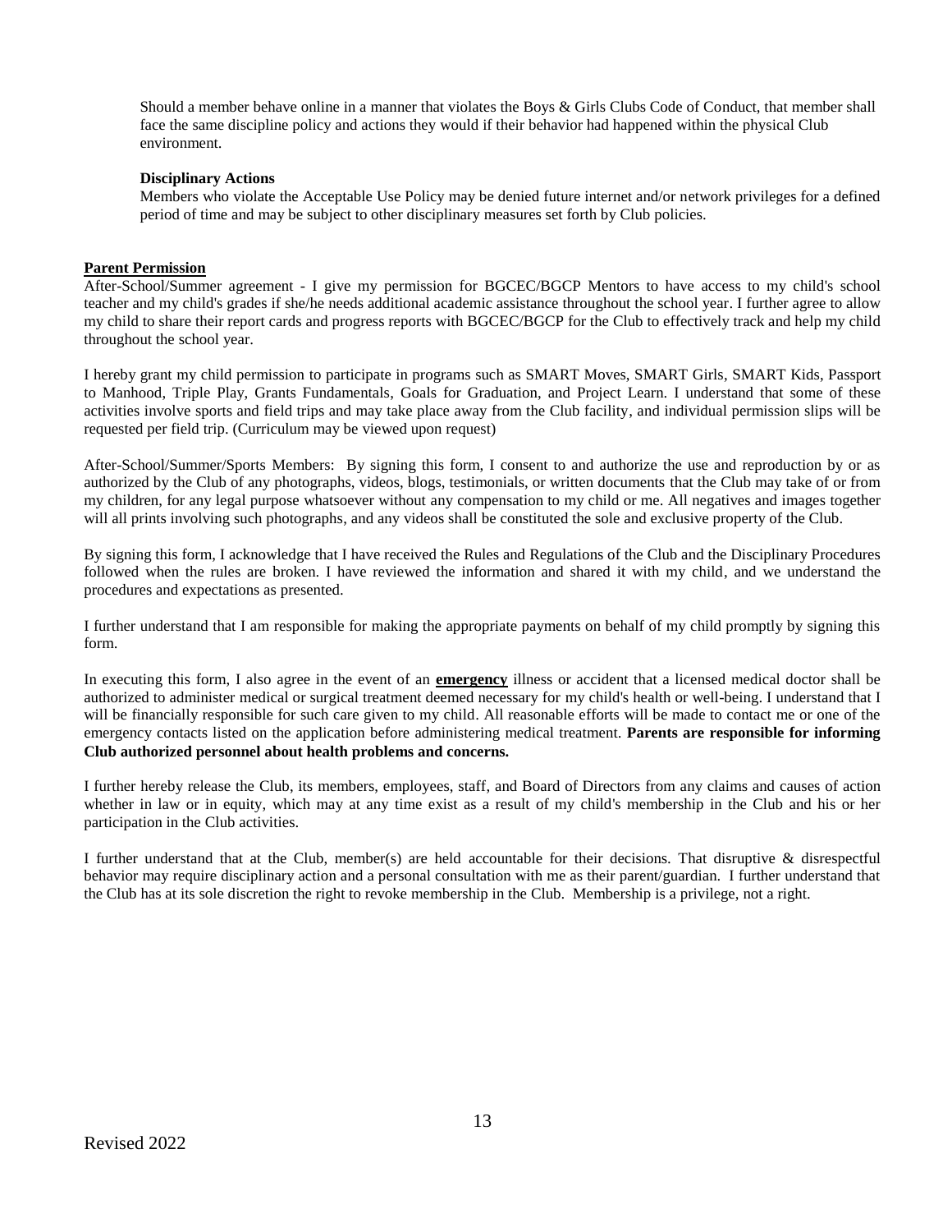Should a member behave online in a manner that violates the Boys & Girls Clubs Code of Conduct, that member shall face the same discipline policy and actions they would if their behavior had happened within the physical Club environment.

**Disciplinary Actions**

Members who violate the Acceptable Use Policy may be denied future internet and/or network privileges for a defined period of time and may be subject to other disciplinary measures set forth by Club policies.

**Parent Permission**

After-School/Summer agreement - I give my permission for BGCEC/BGCP Mentors to have access to my child's school teacher and my child's grades if she/he needs additional academic assistance throughout the school year. I further agree to allow my child to share their report cards and progress reports with BGCEC/BGCP for the Club to effectively track and help my child throughout the school year.

I hereby grant my child permission to participate in programs such as SMART Moves, SMART Girls, SMART Kids, Passport to Manhood, Triple Play, Grants Fundamentals, Goals for Graduation, and Project Learn. I understand that some of these activities involve sports and field trips and may take place away from the Club facility, and individual permission slips will be requested per field trip. (Curriculum may be viewed upon request)

After-School/Summer/Sports Members: By signing this form, I consent to and authorize the use and reproduction by or as authorized by the Club of any photographs, videos, blogs, testimonials, or written documents that the Club may take of or from my children, for any legal purpose whatsoever without any compensation to my child or me. All negatives and images together will all prints involving such photographs, and any videos shall be constituted the sole and exclusive property of the Club.

By signing this form, I acknowledge that I have received the Rules and Regulations of the Club and the Disciplinary Procedures followed when the rules are broken. I have reviewed the information and shared it with my child, and we understand the procedures and expectations as presented.

I further understand that I am responsible for making the appropriate payments on behalf of my child promptly by signing this form.

In executing this form, I also agree in the event of an **emergency** illness or accident that a licensed medical doctor shall be authorized to administer medical or surgical treatment deemed necessary for my child's health or well-being. I understand that I will be financially responsible for such care given to my child. All reasonable efforts will be made to contact me or one of the emergency contacts listed on the application before administering medical treatment. **Parents are responsible for informing Club authorized personnel about health problems and concerns.**

I further hereby release the Club, its members, employees, staff, and Board of Directors from any claims and causes of action whether in law or in equity, which may at any time exist as a result of my child's membership in the Club and his or her participation in the Club activities.

I further understand that at the Club, member(s) are held accountable for their decisions. That disruptive & disrespectful behavior may require disciplinary action and a personal consultation with me as their parent/guardian. I further understand that the Club has at its sole discretion the right to revoke membership in the Club. Membership is a privilege, not a right.

Revised 2022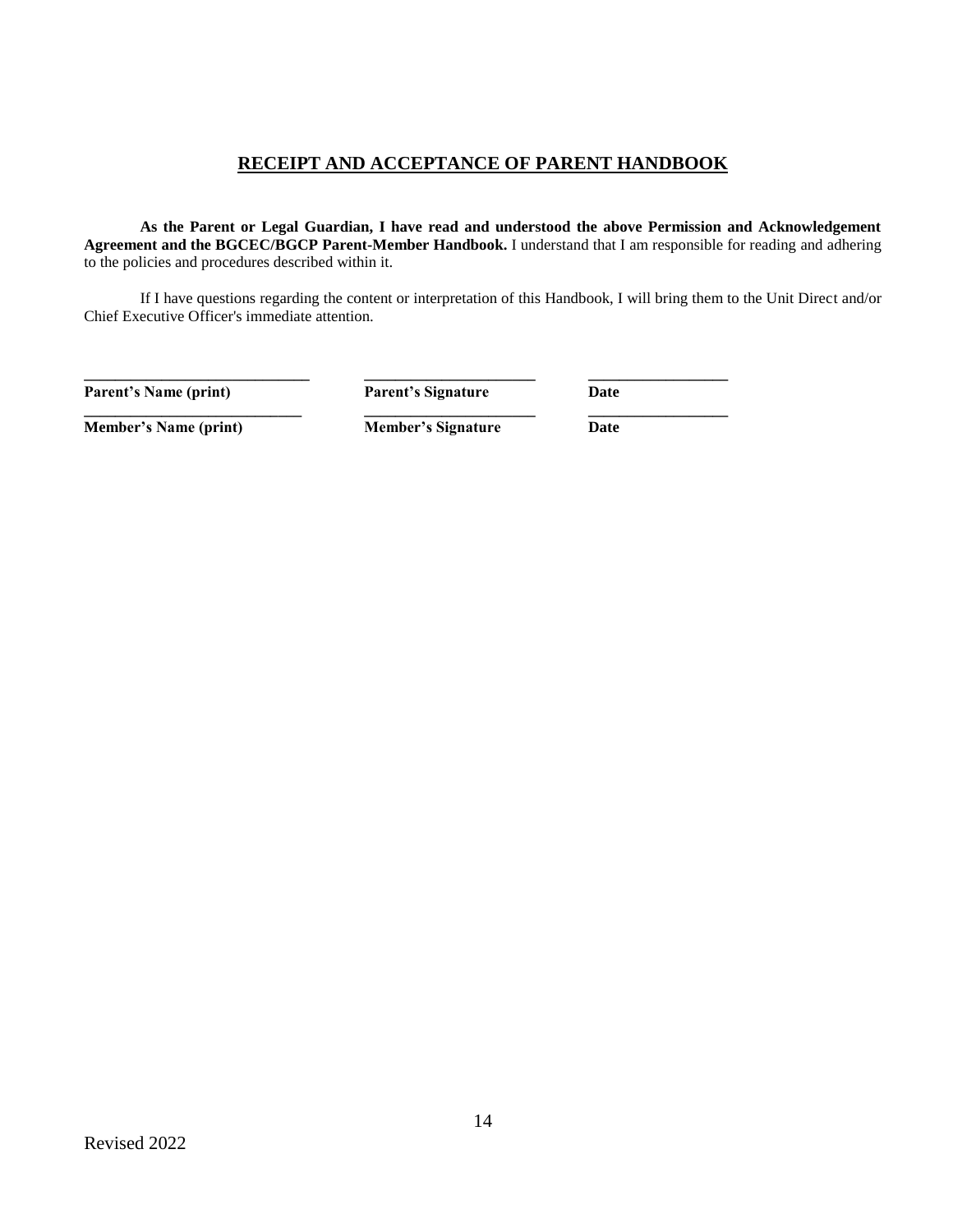## <u>RECEIPT AND ACCEPTANCE OF PARENT HANDBOOK</u>

**As the Parent or Legal Guardian, I have read and understood the above Permission and Acknowledgement Agreement and the BGCEC/BGCP Parent-Member Handbook.** I understand that I am responsible for reading and adhering to the policies and procedures described within it.

If I have questions regarding the content or interpretation of this Handbook, I will bring them to the Unit Direct and/or Chief Executive Officer's immediate attention.

| | | |
|---|---|---|
| ______________________________ | ______________________ | __________________ |
| **Parent's Name (print)** | **Parent's Signature** | **Date** |
| ______________________________ | ______________________ | __________________ |
| **Member's Name (print)** | **Member's Signature** | **Date** |

Revised 2022